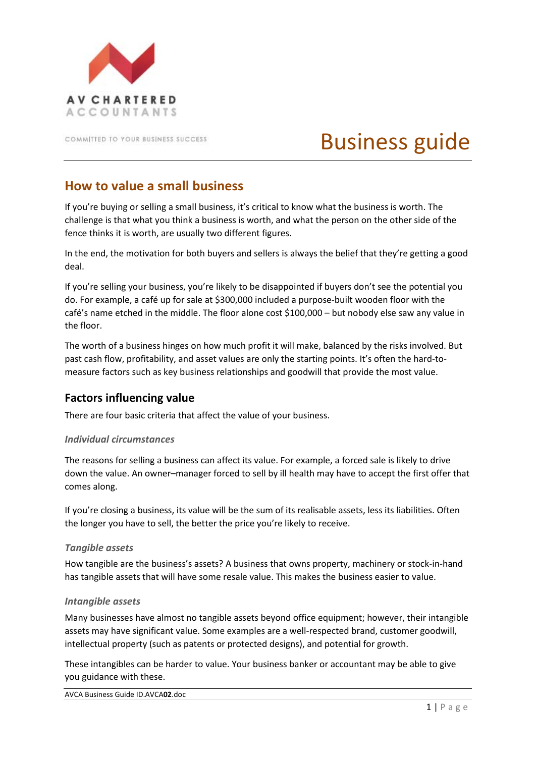AV CHARTERED ACCOUNTANTS

COMMITTED TO YOUR BUSINESS SUCCESS

# Business guide

## How to value a small business

If you're buying or selling a small business, it's critical to know what the business is worth. The challenge is that what you think a business is worth, and what the person on the other side of the fence thinks it is worth, are usually two different figures.

In the end, the motivation for both buyers and sellers is always the belief that they're getting a good deal.

If you're selling your business, you're likely to be disappointed if buyers don't see the potential you do. For example, a café up for sale at $300,000 included a purpose-built wooden floor with the café's name etched in the middle. The floor alone cost $100,000 – but nobody else saw any value in the floor.

The worth of a business hinges on how much profit it will make, balanced by the risks involved. But past cash flow, profitability, and asset values are only the starting points. It's often the hard-to-measure factors such as key business relationships and goodwill that provide the most value.

### Factors influencing value

There are four basic criteria that affect the value of your business.

#### *Individual circumstances*

The reasons for selling a business can affect its value. For example, a forced sale is likely to drive down the value. An owner–manager forced to sell by ill health may have to accept the first offer that comes along.

If you're closing a business, its value will be the sum of its realisable assets, less its liabilities. Often the longer you have to sell, the better the price you're likely to receive.

#### *Tangible assets*

How tangible are the business's assets? A business that owns property, machinery or stock-in-hand has tangible assets that will have some resale value. This makes the business easier to value.

#### *Intangible assets*

Many businesses have almost no tangible assets beyond office equipment; however, their intangible assets may have significant value. Some examples are a well-respected brand, customer goodwill, intellectual property (such as patents or protected designs), and potential for growth.

These intangibles can be harder to value. Your business banker or accountant may be able to give you guidance with these.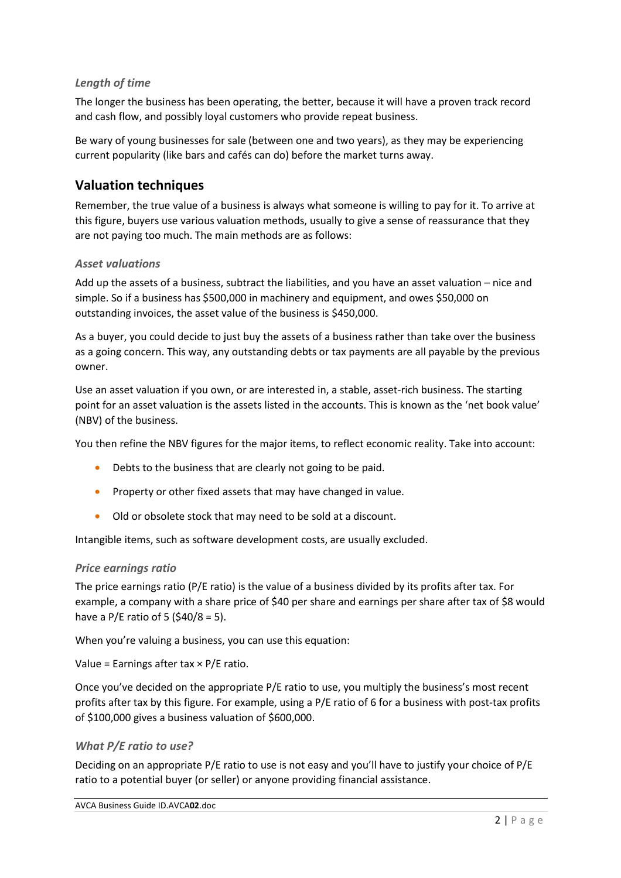### *Length of time*

The longer the business has been operating, the better, because it will have a proven track record and cash flow, and possibly loyal customers who provide repeat business.

Be wary of young businesses for sale (between one and two years), as they may be experiencing current popularity (like bars and cafés can do) before the market turns away.

## Valuation techniques

Remember, the true value of a business is always what someone is willing to pay for it. To arrive at this figure, buyers use various valuation methods, usually to give a sense of reassurance that they are not paying too much. The main methods are as follows:

### *Asset valuations*

Add up the assets of a business, subtract the liabilities, and you have an asset valuation – nice and simple. So if a business has $500,000 in machinery and equipment, and owes $50,000 on outstanding invoices, the asset value of the business is $450,000.

As a buyer, you could decide to just buy the assets of a business rather than take over the business as a going concern. This way, any outstanding debts or tax payments are all payable by the previous owner.

Use an asset valuation if you own, or are interested in, a stable, asset-rich business. The starting point for an asset valuation is the assets listed in the accounts. This is known as the 'net book value' (NBV) of the business.

You then refine the NBV figures for the major items, to reflect economic reality. Take into account:

- Debts to the business that are clearly not going to be paid.
- Property or other fixed assets that may have changed in value.
- Old or obsolete stock that may need to be sold at a discount.

Intangible items, such as software development costs, are usually excluded.

### *Price earnings ratio*

The price earnings ratio (P/E ratio) is the value of a business divided by its profits after tax. For example, a company with a share price of $40 per share and earnings per share after tax of $8 would have a P/E ratio of 5 ($40/8 = 5).

When you're valuing a business, you can use this equation:

Value = Earnings after tax × P/E ratio.

Once you've decided on the appropriate P/E ratio to use, you multiply the business's most recent profits after tax by this figure. For example, using a P/E ratio of 6 for a business with post-tax profits of $100,000 gives a business valuation of $600,000.

### *What P/E ratio to use?*

Deciding on an appropriate P/E ratio to use is not easy and you'll have to justify your choice of P/E ratio to a potential buyer (or seller) or anyone providing financial assistance.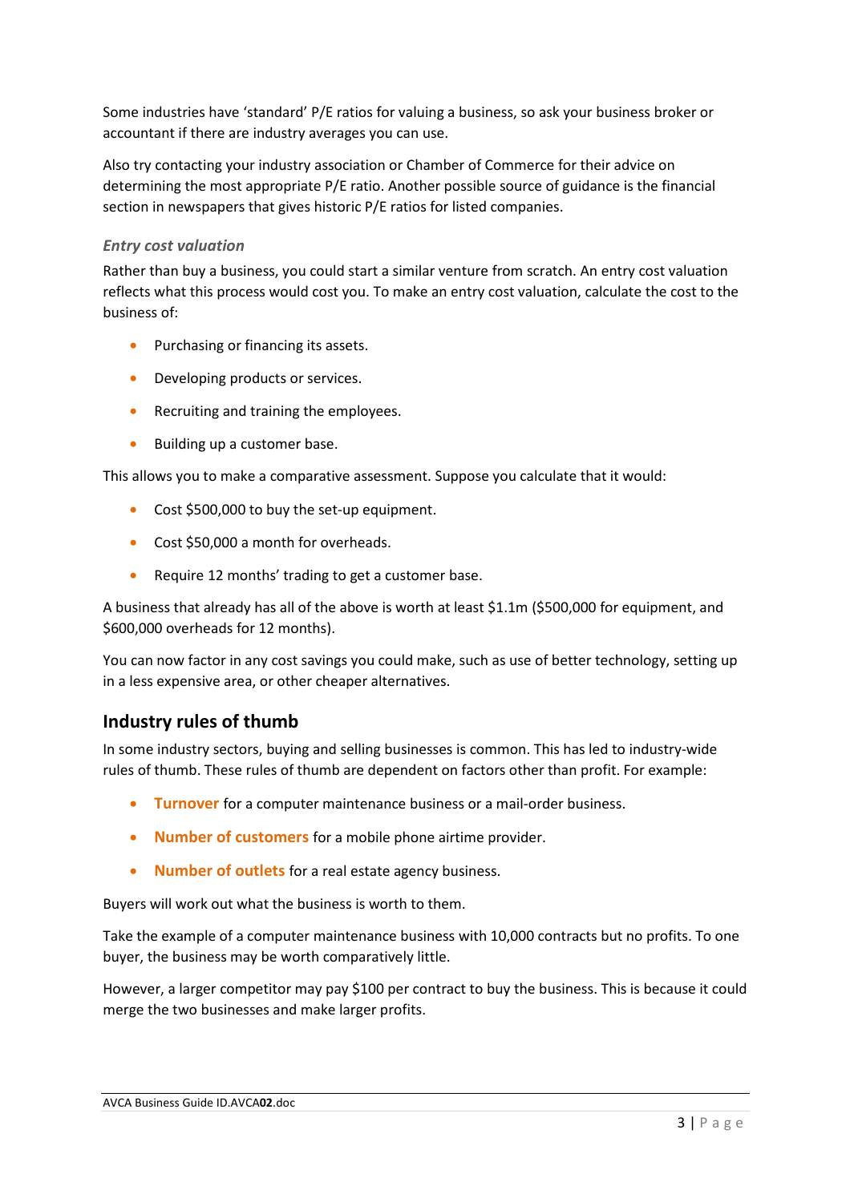Some industries have 'standard' P/E ratios for valuing a business, so ask your business broker or accountant if there are industry averages you can use.

Also try contacting your industry association or Chamber of Commerce for their advice on determining the most appropriate P/E ratio. Another possible source of guidance is the financial section in newspapers that gives historic P/E ratios for listed companies.

### *Entry cost valuation*

Rather than buy a business, you could start a similar venture from scratch. An entry cost valuation reflects what this process would cost you. To make an entry cost valuation, calculate the cost to the business of:

- Purchasing or financing its assets.
- Developing products or services.
- Recruiting and training the employees.
- Building up a customer base.

This allows you to make a comparative assessment. Suppose you calculate that it would:

- Cost $500,000 to buy the set-up equipment.
- Cost $50,000 a month for overheads.
- Require 12 months' trading to get a customer base.

A business that already has all of the above is worth at least $1.1m ($500,000 for equipment, and $600,000 overheads for 12 months).

You can now factor in any cost savings you could make, such as use of better technology, setting up in a less expensive area, or other cheaper alternatives.

## Industry rules of thumb

In some industry sectors, buying and selling businesses is common. This has led to industry-wide rules of thumb. These rules of thumb are dependent on factors other than profit. For example:

- **Turnover** for a computer maintenance business or a mail-order business.
- **Number of customers** for a mobile phone airtime provider.
- **Number of outlets** for a real estate agency business.

Buyers will work out what the business is worth to them.

Take the example of a computer maintenance business with 10,000 contracts but no profits. To one buyer, the business may be worth comparatively little.

However, a larger competitor may pay $100 per contract to buy the business. This is because it could merge the two businesses and make larger profits.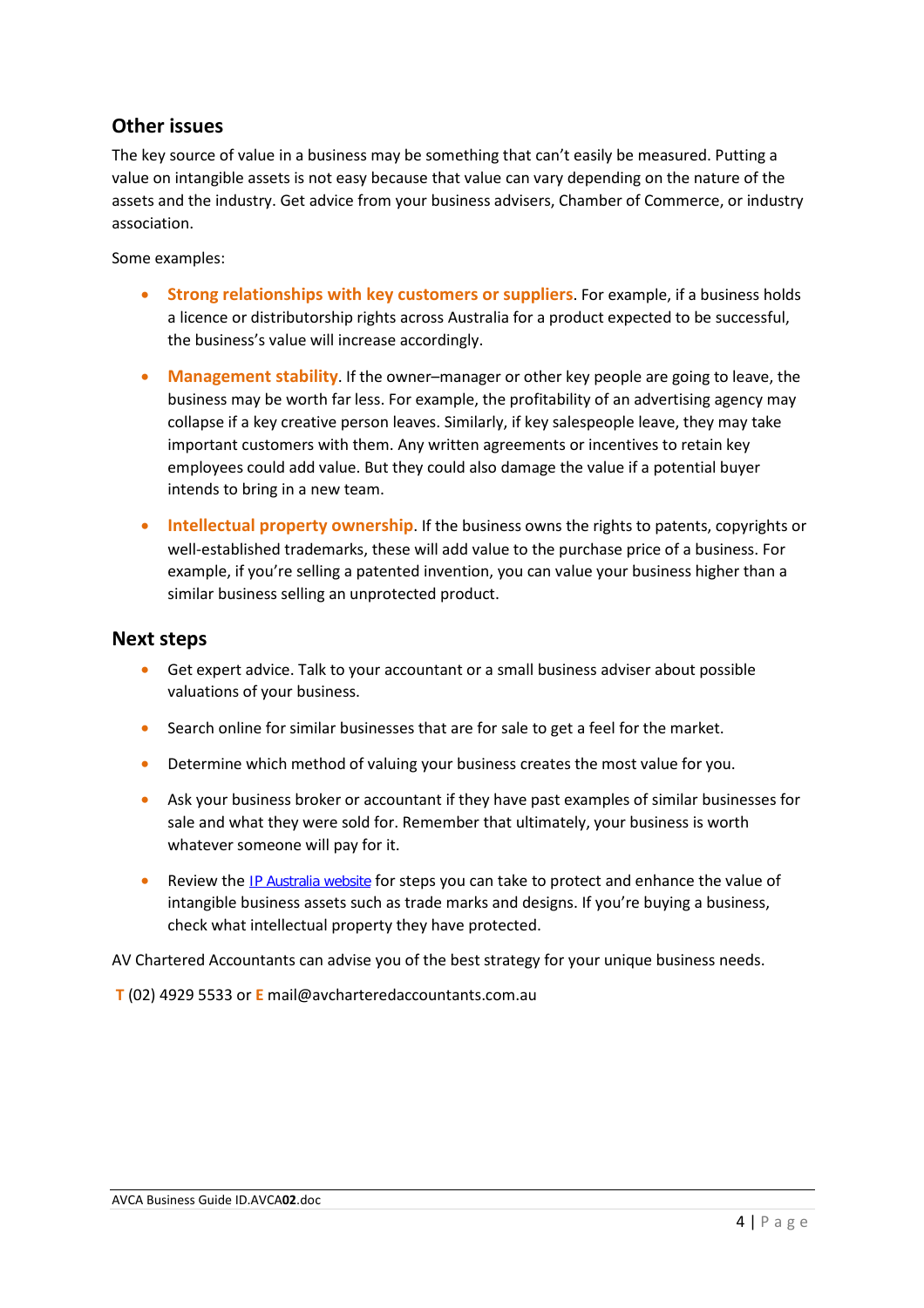## Other issues

The key source of value in a business may be something that can't easily be measured. Putting a value on intangible assets is not easy because that value can vary depending on the nature of the assets and the industry. Get advice from your business advisers, Chamber of Commerce, or industry association.

Some examples:

- **Strong relationships with key customers or suppliers**. For example, if a business holds a licence or distributorship rights across Australia for a product expected to be successful, the business's value will increase accordingly.
- **Management stability**. If the owner–manager or other key people are going to leave, the business may be worth far less. For example, the profitability of an advertising agency may collapse if a key creative person leaves. Similarly, if key salespeople leave, they may take important customers with them. Any written agreements or incentives to retain key employees could add value. But they could also damage the value if a potential buyer intends to bring in a new team.
- **Intellectual property ownership**. If the business owns the rights to patents, copyrights or well-established trademarks, these will add value to the purchase price of a business. For example, if you're selling a patented invention, you can value your business higher than a similar business selling an unprotected product.

## Next steps

- Get expert advice. Talk to your accountant or a small business adviser about possible valuations of your business.
- Search online for similar businesses that are for sale to get a feel for the market.
- Determine which method of valuing your business creates the most value for you.
- Ask your business broker or accountant if they have past examples of similar businesses for sale and what they were sold for. Remember that ultimately, your business is worth whatever someone will pay for it.
- Review the IP Australia website for steps you can take to protect and enhance the value of intangible business assets such as trade marks and designs. If you're buying a business, check what intellectual property they have protected.

AV Chartered Accountants can advise you of the best strategy for your unique business needs.

**T** (02) 4929 5533 or **E** mail@avcharteredaccountants.com.au

AVCA Business Guide ID.AVCA**02**.doc